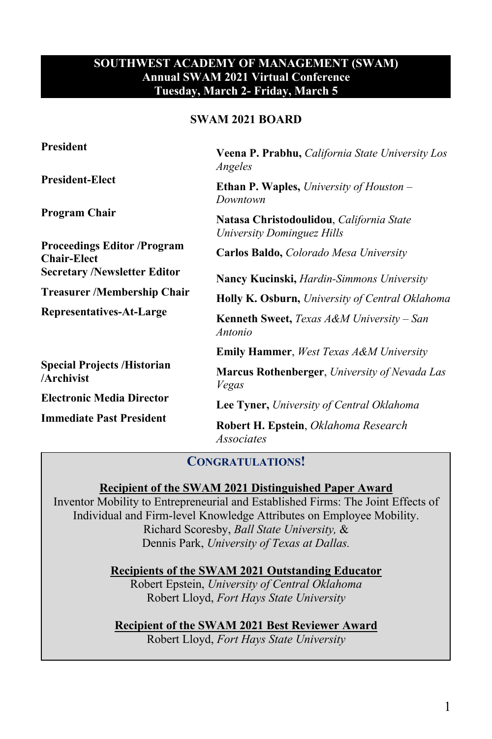# SOUTHWEST ACADEMY OF MANAGEMENT (SWAM)
## Annual SWAM 2021 Virtual Conference
## Tuesday, March 2- Friday, March 5

### SWAM 2021 BOARD

| | |
|---|---|
| **President** | **Veena P. Prabhu,** *California State University Los Angeles* |
| **President-Elect** | **Ethan P. Waples,** *University of Houston – Downtown* |
| **Program Chair** | **Natasa Christodoulidou**, *California State University Dominguez Hills* |
| **Proceedings Editor /Program Chair-Elect** | **Carlos Baldo,** *Colorado Mesa University* |
| **Secretary /Newsletter Editor** | **Nancy Kucinski,** *Hardin-Simmons University* |
| **Treasurer /Membership Chair** | **Holly K. Osburn,** *University of Central Oklahoma* |
| **Representatives-At-Large** | **Kenneth Sweet,** *Texas A&M University – San Antonio* |
| | **Emily Hammer**, *West Texas A&M University* |
| **Special Projects /Historian /Archivist** | **Marcus Rothenberger**, *University of Nevada Las Vegas* |
| **Electronic Media Director** | **Lee Tyner,** *University of Central Oklahoma* |
| **Immediate Past President** | **Robert H. Epstein**, *Oklahoma Research Associates* |

### CONGRATULATIONS!

**Recipient of the SWAM 2021 Distinguished Paper Award**

Inventor Mobility to Entrepreneurial and Established Firms: The Joint Effects of Individual and Firm-level Knowledge Attributes on Employee Mobility.
Richard Scoresby, *Ball State University,* &
Dennis Park, *University of Texas at Dallas.*

**Recipients of the SWAM 2021 Outstanding Educator**

Robert Epstein, *University of Central Oklahoma*
Robert Lloyd, *Fort Hays State University*

**Recipient of the SWAM 2021 Best Reviewer Award**

Robert Lloyd, *Fort Hays State University*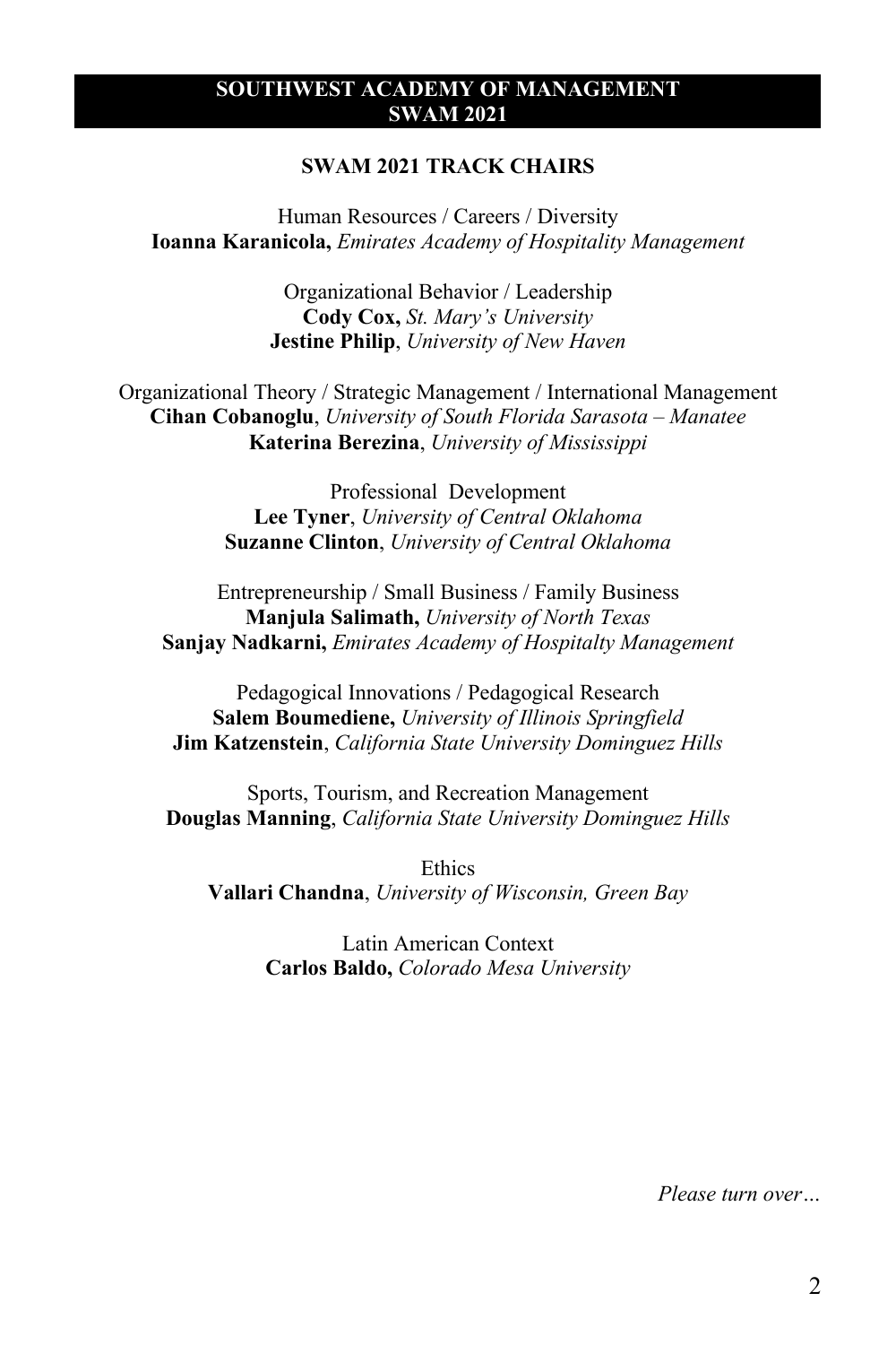# SOUTHWEST ACADEMY OF MANAGEMENT
# SWAM 2021

## SWAM 2021 TRACK CHAIRS

Human Resources / Careers / Diversity
**Ioanna Karanicola,** *Emirates Academy of Hospitality Management*

Organizational Behavior / Leadership
**Cody Cox,** *St. Mary's University*
**Jestine Philip**, *University of New Haven*

Organizational Theory / Strategic Management / International Management
**Cihan Cobanoglu**, *University of South Florida Sarasota – Manatee*
**Katerina Berezina**, *University of Mississippi*

Professional Development
**Lee Tyner**, *University of Central Oklahoma*
**Suzanne Clinton**, *University of Central Oklahoma*

Entrepreneurship / Small Business / Family Business
**Manjula Salimath,** *University of North Texas*
**Sanjay Nadkarni,** *Emirates Academy of Hospitalty Management*

Pedagogical Innovations / Pedagogical Research
**Salem Boumediene,** *University of Illinois Springfield*
**Jim Katzenstein**, *California State University Dominguez Hills*

Sports, Tourism, and Recreation Management
**Douglas Manning**, *California State University Dominguez Hills*

Ethics
**Vallari Chandna**, *University of Wisconsin, Green Bay*

Latin American Context
**Carlos Baldo,** *Colorado Mesa University*

*Please turn over…*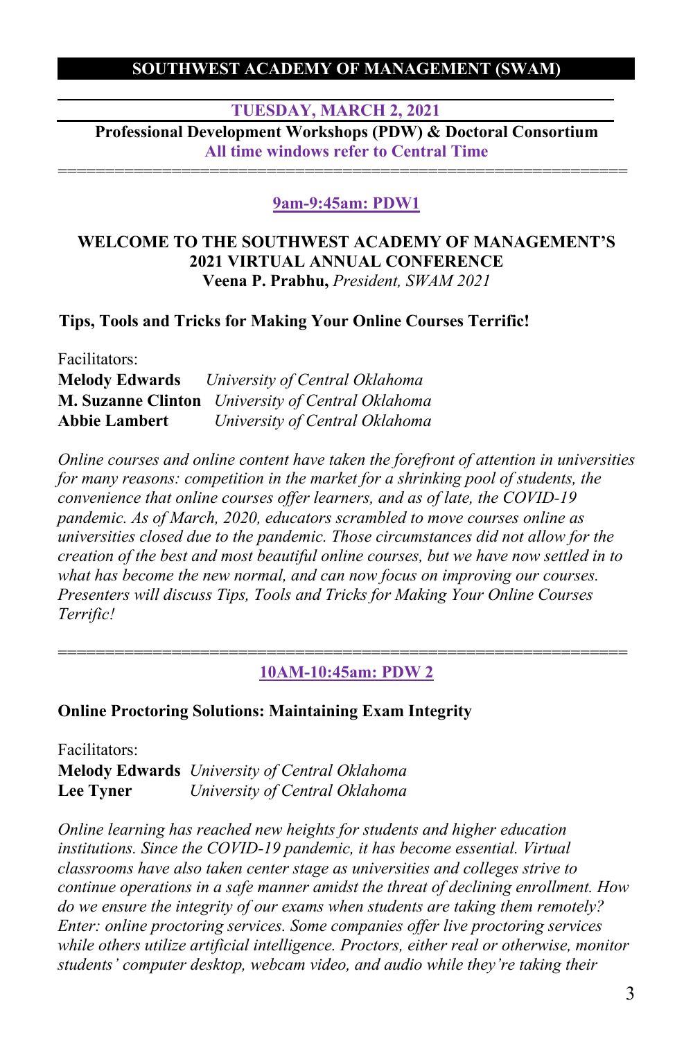## SOUTHWEST ACADEMY OF MANAGEMENT (SWAM)

### TUESDAY, MARCH 2, 2021

**Professional Development Workshops (PDW) & Doctoral Consortium**

**All time windows refer to Central Time**

==========================================================

### 9am-9:45am: PDW1

**WELCOME TO THE SOUTHWEST ACADEMY OF MANAGEMENT'S 2021 VIRTUAL ANNUAL CONFERENCE**

**Veena P. Prabhu,** *President, SWAM 2021*

**Tips, Tools and Tricks for Making Your Online Courses Terrific!**

Facilitators:

**Melody Edwards** *University of Central Oklahoma*
**M. Suzanne Clinton** *University of Central Oklahoma*
**Abbie Lambert** *University of Central Oklahoma*

*Online courses and online content have taken the forefront of attention in universities for many reasons: competition in the market for a shrinking pool of students, the convenience that online courses offer learners, and as of late, the COVID-19 pandemic. As of March, 2020, educators scrambled to move courses online as universities closed due to the pandemic. Those circumstances did not allow for the creation of the best and most beautiful online courses, but we have now settled in to what has become the new normal, and can now focus on improving our courses. Presenters will discuss Tips, Tools and Tricks for Making Your Online Courses Terrific!*

==========================================================

### 10AM-10:45am: PDW 2

**Online Proctoring Solutions: Maintaining Exam Integrity**

Facilitators:

**Melody Edwards** *University of Central Oklahoma*
**Lee Tyner** *University of Central Oklahoma*

*Online learning has reached new heights for students and higher education institutions. Since the COVID-19 pandemic, it has become essential. Virtual classrooms have also taken center stage as universities and colleges strive to continue operations in a safe manner amidst the threat of declining enrollment. How do we ensure the integrity of our exams when students are taking them remotely? Enter: online proctoring services. Some companies offer live proctoring services while others utilize artificial intelligence. Proctors, either real or otherwise, monitor students' computer desktop, webcam video, and audio while they're taking their*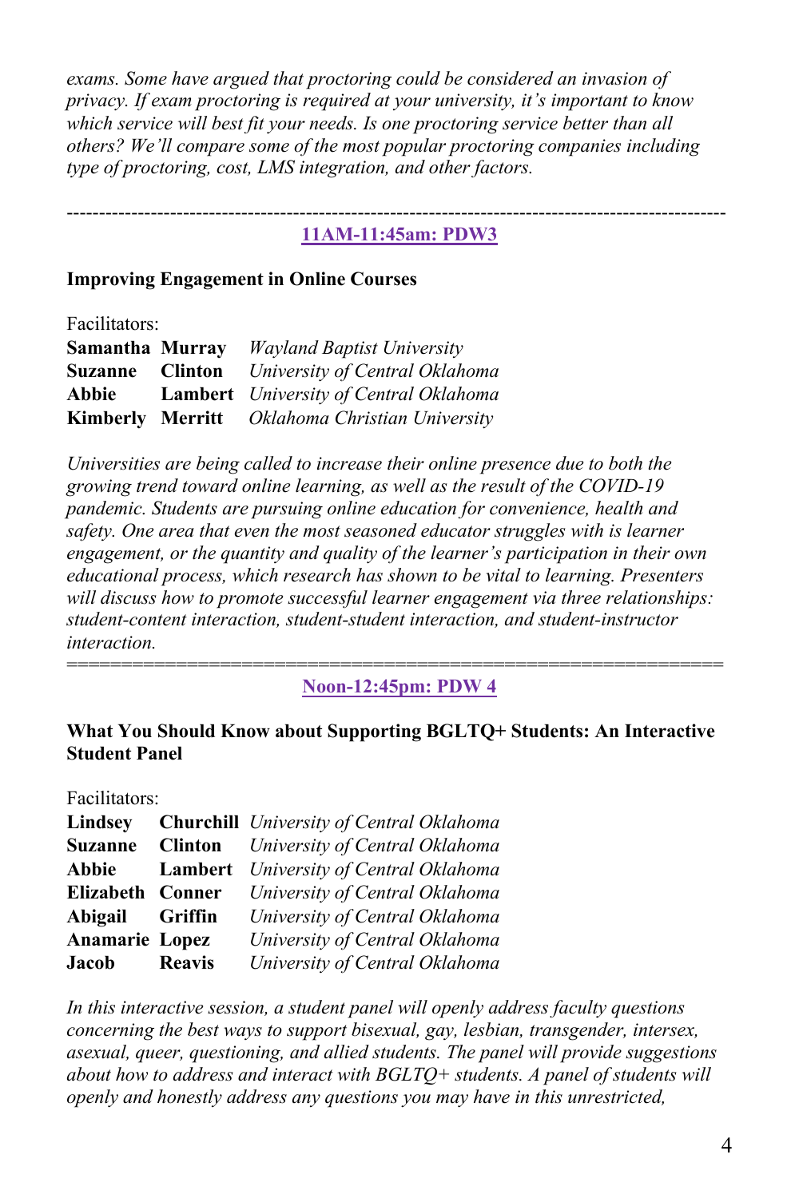*exams. Some have argued that proctoring could be considered an invasion of privacy. If exam proctoring is required at your university, it's important to know which service will best fit your needs. Is one proctoring service better than all others? We'll compare some of the most popular proctoring companies including type of proctoring, cost, LMS integration, and other factors.*

---

**11AM-11:45am: PDW3**

**Improving Engagement in Online Courses**

Facilitators:

| | | |
|---|---|---|
| **Samantha** | **Murray** | *Wayland Baptist University* |
| **Suzanne** | **Clinton** | *University of Central Oklahoma* |
| **Abbie** | **Lambert** | *University of Central Oklahoma* |
| **Kimberly** | **Merritt** | *Oklahoma Christian University* |

*Universities are being called to increase their online presence due to both the growing trend toward online learning, as well as the result of the COVID-19 pandemic. Students are pursuing online education for convenience, health and safety. One area that even the most seasoned educator struggles with is learner engagement, or the quantity and quality of the learner's participation in their own educational process, which research has shown to be vital to learning. Presenters will discuss how to promote successful learner engagement via three relationships: student-content interaction, student-student interaction, and student-instructor interaction.*

---

**Noon-12:45pm: PDW 4**

**What You Should Know about Supporting BGLTQ+ Students: An Interactive Student Panel**

Facilitators:

| | | |
|---|---|---|
| **Lindsey** | **Churchill** | *University of Central Oklahoma* |
| **Suzanne** | **Clinton** | *University of Central Oklahoma* |
| **Abbie** | **Lambert** | *University of Central Oklahoma* |
| **Elizabeth** | **Conner** | *University of Central Oklahoma* |
| **Abigail** | **Griffin** | *University of Central Oklahoma* |
| **Anamarie** | **Lopez** | *University of Central Oklahoma* |
| **Jacob** | **Reavis** | *University of Central Oklahoma* |

*In this interactive session, a student panel will openly address faculty questions concerning the best ways to support bisexual, gay, lesbian, transgender, intersex, asexual, queer, questioning, and allied students. The panel will provide suggestions about how to address and interact with BGLTQ+ students. A panel of students will openly and honestly address any questions you may have in this unrestricted,*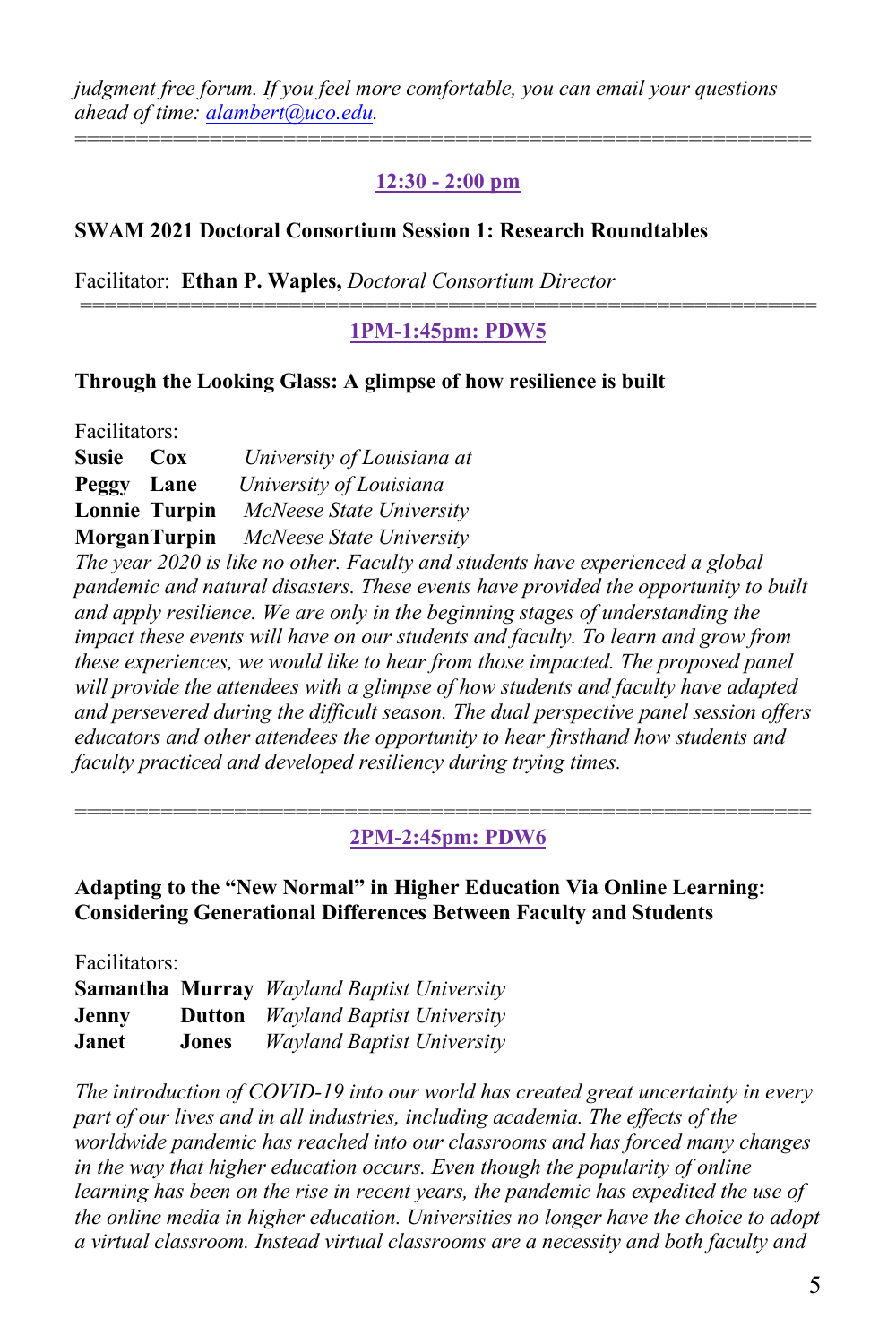*judgment free forum. If you feel more comfortable, you can email your questions ahead of time: alambert@uco.edu.*

==============================================================

**12:30 - 2:00 pm**

**SWAM 2021 Doctoral Consortium Session 1: Research Roundtables**

Facilitator: **Ethan P. Waples,** *Doctoral Consortium Director*

==============================================================

**1PM-1:45pm: PDW5**

**Through the Looking Glass: A glimpse of how resilience is built**

Facilitators:

| | | |
|---|---|---|
| **Susie** | **Cox** | *University of Louisiana at* |
| **Peggy** | **Lane** | *University of Louisiana* |
| **Lonnie** | **Turpin** | *McNeese State University* |
| **Morgan** | **Turpin** | *McNeese State University* |

*The year 2020 is like no other. Faculty and students have experienced a global pandemic and natural disasters. These events have provided the opportunity to built and apply resilience. We are only in the beginning stages of understanding the impact these events will have on our students and faculty. To learn and grow from these experiences, we would like to hear from those impacted. The proposed panel will provide the attendees with a glimpse of how students and faculty have adapted and persevered during the difficult season. The dual perspective panel session offers educators and other attendees the opportunity to hear firsthand how students and faculty practiced and developed resiliency during trying times.*

==============================================================

**2PM-2:45pm: PDW6**

**Adapting to the "New Normal" in Higher Education Via Online Learning: Considering Generational Differences Between Faculty and Students**

Facilitators:

| | | |
|---|---|---|
| **Samantha** | **Murray** | *Wayland Baptist University* |
| **Jenny** | **Dutton** | *Wayland Baptist University* |
| **Janet** | **Jones** | *Wayland Baptist University* |

*The introduction of COVID-19 into our world has created great uncertainty in every part of our lives and in all industries, including academia. The effects of the worldwide pandemic has reached into our classrooms and has forced many changes in the way that higher education occurs. Even though the popularity of online learning has been on the rise in recent years, the pandemic has expedited the use of the online media in higher education. Universities no longer have the choice to adopt a virtual classroom. Instead virtual classrooms are a necessity and both faculty and*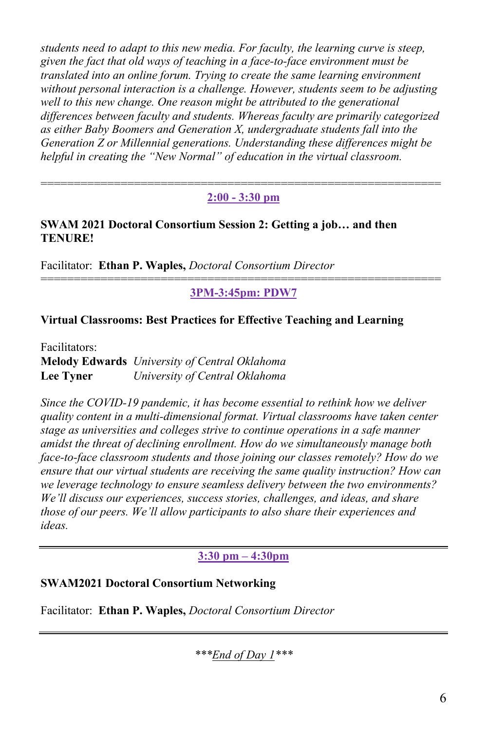*students need to adapt to this new media. For faculty, the learning curve is steep, given the fact that old ways of teaching in a face-to-face environment must be translated into an online forum. Trying to create the same learning environment without personal interaction is a challenge. However, students seem to be adjusting well to this new change. One reason might be attributed to the generational differences between faculty and students. Whereas faculty are primarily categorized as either Baby Boomers and Generation X, undergraduate students fall into the Generation Z or Millennial generations. Understanding these differences might be helpful in creating the "New Normal" of education in the virtual classroom.*

---

**2:00 - 3:30 pm**

**SWAM 2021 Doctoral Consortium Session 2: Getting a job… and then TENURE!**

Facilitator: **Ethan P. Waples,** *Doctoral Consortium Director*

---

**3PM-3:45pm: PDW7**

**Virtual Classrooms: Best Practices for Effective Teaching and Learning**

Facilitators:
**Melody Edwards** *University of Central Oklahoma*
**Lee Tyner** *University of Central Oklahoma*

*Since the COVID-19 pandemic, it has become essential to rethink how we deliver quality content in a multi-dimensional format. Virtual classrooms have taken center stage as universities and colleges strive to continue operations in a safe manner amidst the threat of declining enrollment. How do we simultaneously manage both face-to-face classroom students and those joining our classes remotely? How do we ensure that our virtual students are receiving the same quality instruction? How can we leverage technology to ensure seamless delivery between the two environments? We'll discuss our experiences, success stories, challenges, and ideas, and share those of our peers. We'll allow participants to also share their experiences and ideas.*

---

**3:30 pm – 4:30pm**

**SWAM2021 Doctoral Consortium Networking**

Facilitator: **Ethan P. Waples,** *Doctoral Consortium Director*

---

****\*End of Day 1\****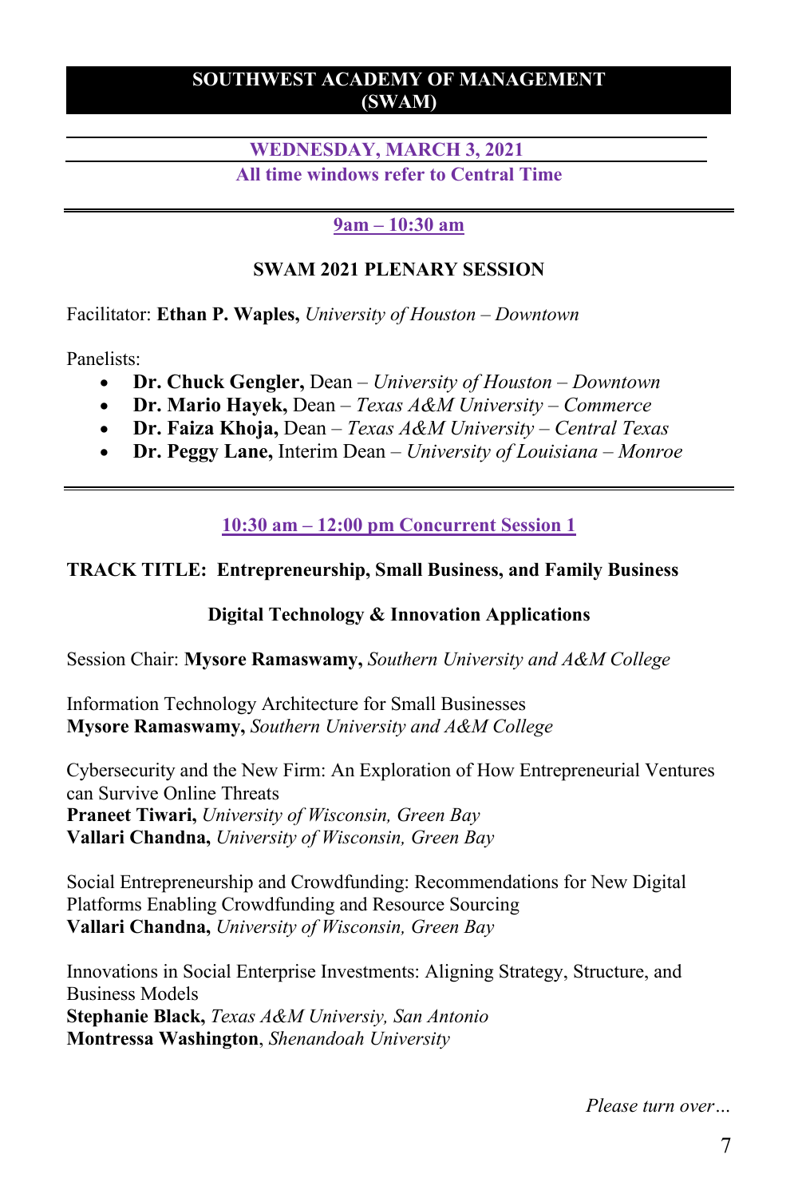# SOUTHWEST ACADEMY OF MANAGEMENT (SWAM)

## WEDNESDAY, MARCH 3, 2021

**All time windows refer to Central Time**

---

### 9am – 10:30 am

**SWAM 2021 PLENARY SESSION**

Facilitator: **Ethan P. Waples,** *University of Houston – Downtown*

Panelists:

- **Dr. Chuck Gengler,** Dean – *University of Houston – Downtown*
- **Dr. Mario Hayek,** Dean – *Texas A&M University – Commerce*
- **Dr. Faiza Khoja,** Dean – *Texas A&M University – Central Texas*
- **Dr. Peggy Lane,** Interim Dean – *University of Louisiana – Monroe*

---

### 10:30 am – 12:00 pm Concurrent Session 1

**TRACK TITLE: Entrepreneurship, Small Business, and Family Business**

**Digital Technology & Innovation Applications**

Session Chair: **Mysore Ramaswamy,** *Southern University and A&M College*

Information Technology Architecture for Small Businesses
**Mysore Ramaswamy,** *Southern University and A&M College*

Cybersecurity and the New Firm: An Exploration of How Entrepreneurial Ventures can Survive Online Threats
**Praneet Tiwari,** *University of Wisconsin, Green Bay*
**Vallari Chandna,** *University of Wisconsin, Green Bay*

Social Entrepreneurship and Crowdfunding: Recommendations for New Digital Platforms Enabling Crowdfunding and Resource Sourcing
**Vallari Chandna,** *University of Wisconsin, Green Bay*

Innovations in Social Enterprise Investments: Aligning Strategy, Structure, and Business Models
**Stephanie Black,** *Texas A&M Universiy, San Antonio*
**Montressa Washington**, *Shenandoah University*

*Please turn over…*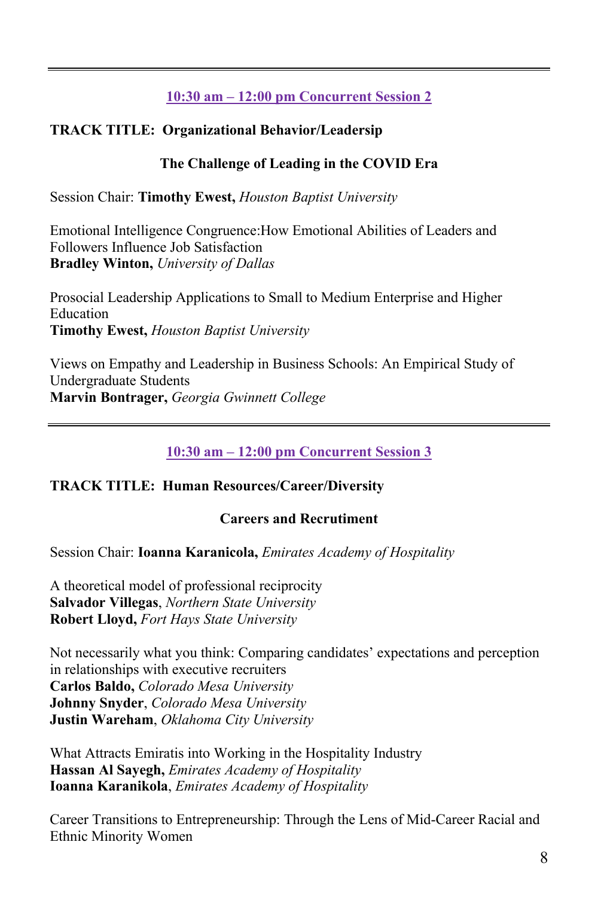---

### 10:30 am – 12:00 pm Concurrent Session 2

**TRACK TITLE: Organizational Behavior/Leadersip**

**The Challenge of Leading in the COVID Era**

Session Chair: **Timothy Ewest,** *Houston Baptist University*

Emotional Intelligence Congruence:How Emotional Abilities of Leaders and Followers Influence Job Satisfaction
**Bradley Winton,** *University of Dallas*

Prosocial Leadership Applications to Small to Medium Enterprise and Higher Education
**Timothy Ewest,** *Houston Baptist University*

Views on Empathy and Leadership in Business Schools: An Empirical Study of Undergraduate Students
**Marvin Bontrager,** *Georgia Gwinnett College*

---

### 10:30 am – 12:00 pm Concurrent Session 3

**TRACK TITLE: Human Resources/Career/Diversity**

**Careers and Recrutiment**

Session Chair: **Ioanna Karanicola,** *Emirates Academy of Hospitality*

A theoretical model of professional reciprocity
**Salvador Villegas**, *Northern State University*
**Robert Lloyd,** *Fort Hays State University*

Not necessarily what you think: Comparing candidates' expectations and perception in relationships with executive recruiters
**Carlos Baldo,** *Colorado Mesa University*
**Johnny Snyder**, *Colorado Mesa University*
**Justin Wareham**, *Oklahoma City University*

What Attracts Emiratis into Working in the Hospitality Industry
**Hassan Al Sayegh,** *Emirates Academy of Hospitality*
**Ioanna Karanikola**, *Emirates Academy of Hospitality*

Career Transitions to Entrepreneurship: Through the Lens of Mid-Career Racial and Ethnic Minority Women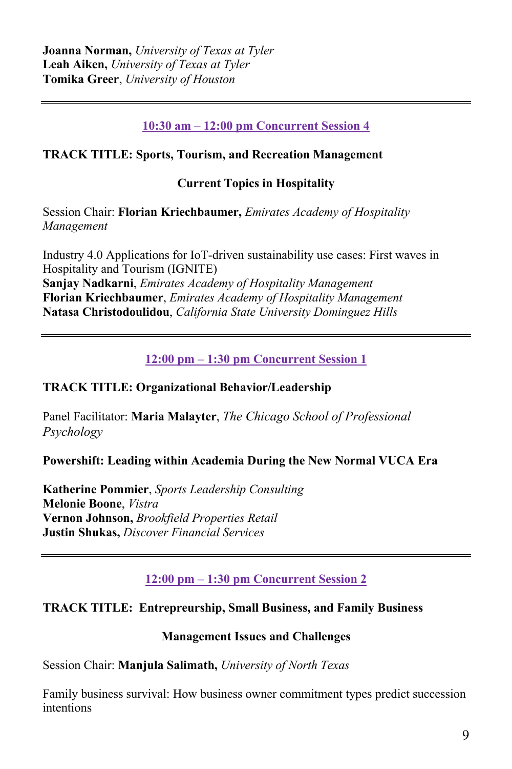**Joanna Norman,** *University of Texas at Tyler*
**Leah Aiken,** *University of Texas at Tyler*
**Tomika Greer**, *University of Houston*

---

## 10:30 am – 12:00 pm Concurrent Session 4

**TRACK TITLE: Sports, Tourism, and Recreation Management**

### Current Topics in Hospitality

Session Chair: **Florian Kriechbaumer,** *Emirates Academy of Hospitality Management*

Industry 4.0 Applications for IoT-driven sustainability use cases: First waves in Hospitality and Tourism (IGNITE)
**Sanjay Nadkarni**, *Emirates Academy of Hospitality Management*
**Florian Kriechbaumer**, *Emirates Academy of Hospitality Management*
**Natasa Christodoulidou**, *California State University Dominguez Hills*

---

## 12:00 pm – 1:30 pm Concurrent Session 1

**TRACK TITLE: Organizational Behavior/Leadership**

Panel Facilitator: **Maria Malayter**, *The Chicago School of Professional Psychology*

**Powershift: Leading within Academia During the New Normal VUCA Era**

**Katherine Pommier**, *Sports Leadership Consulting*
**Melonie Boone**, *Vistra*
**Vernon Johnson,** *Brookfield Properties Retail*
**Justin Shukas,** *Discover Financial Services*

---

## 12:00 pm – 1:30 pm Concurrent Session 2

**TRACK TITLE: Entrepreurship, Small Business, and Family Business**

### Management Issues and Challenges

Session Chair: **Manjula Salimath,** *University of North Texas*

Family business survival: How business owner commitment types predict succession intentions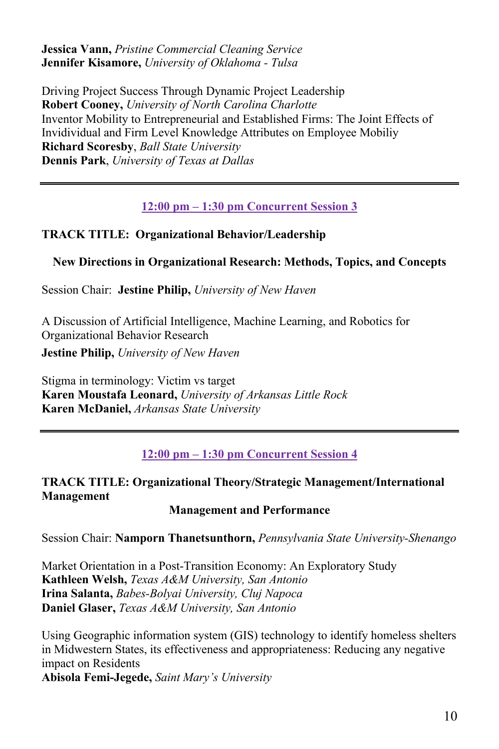**Jessica Vann,** *Pristine Commercial Cleaning Service*
**Jennifer Kisamore,** *University of Oklahoma - Tulsa*

Driving Project Success Through Dynamic Project Leadership
**Robert Cooney,** *University of North Carolina Charlotte*
Inventor Mobility to Entrepreneurial and Established Firms: The Joint Effects of Invidividual and Firm Level Knowledge Attributes on Employee Mobiliy
**Richard Scoresby**, *Ball State University*
**Dennis Park**, *University of Texas at Dallas*

---

## 12:00 pm – 1:30 pm Concurrent Session 3

**TRACK TITLE: Organizational Behavior/Leadership**

**New Directions in Organizational Research: Methods, Topics, and Concepts**

Session Chair: **Jestine Philip,** *University of New Haven*

A Discussion of Artificial Intelligence, Machine Learning, and Robotics for Organizational Behavior Research
**Jestine Philip,** *University of New Haven*

Stigma in terminology: Victim vs target
**Karen Moustafa Leonard,** *University of Arkansas Little Rock*
**Karen McDaniel,** *Arkansas State University*

---

## 12:00 pm – 1:30 pm Concurrent Session 4

**TRACK TITLE: Organizational Theory/Strategic Management/International Management**

**Management and Performance**

Session Chair: **Namporn Thanetsunthorn,** *Pennsylvania State University-Shenango*

Market Orientation in a Post-Transition Economy: An Exploratory Study
**Kathleen Welsh,** *Texas A&M University, San Antonio*
**Irina Salanta,** *Babes-Bolyai University, Cluj Napoca*
**Daniel Glaser,** *Texas A&M University, San Antonio*

Using Geographic information system (GIS) technology to identify homeless shelters in Midwestern States, its effectiveness and appropriateness: Reducing any negative impact on Residents
**Abisola Femi-Jegede,** *Saint Mary's University*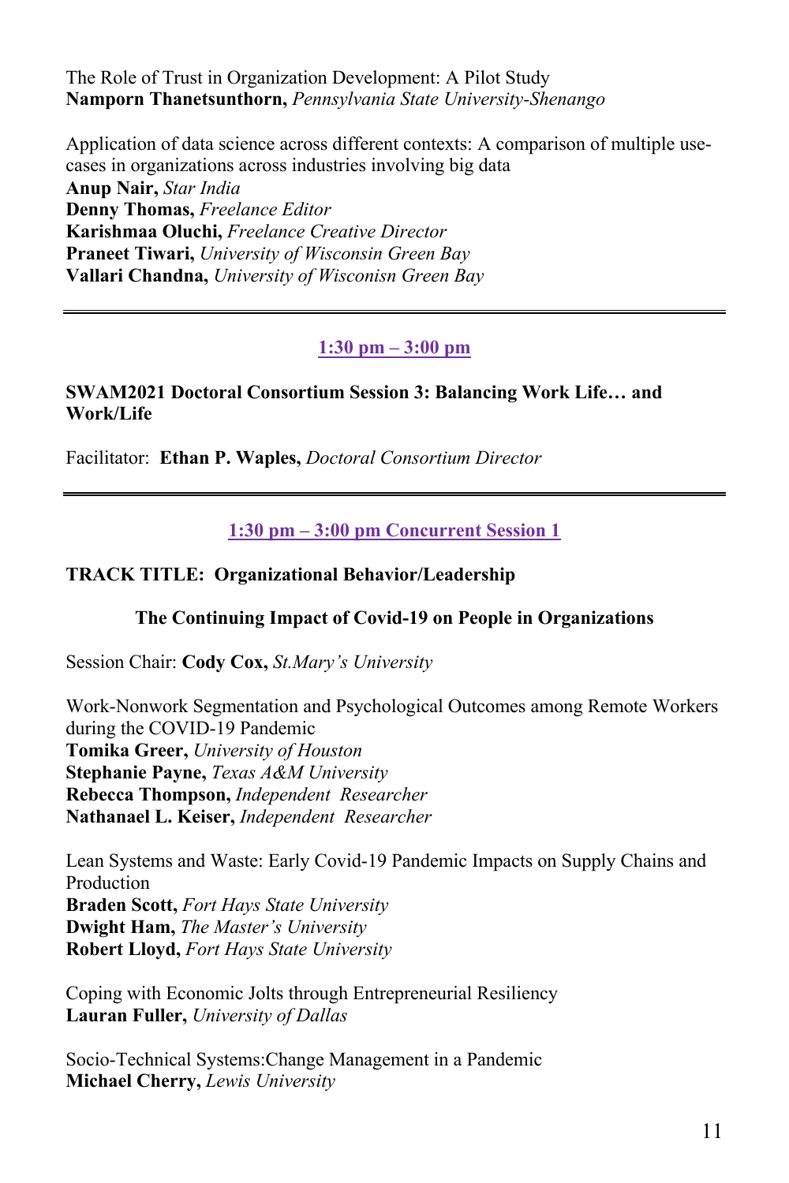The Role of Trust in Organization Development: A Pilot Study
**Nampornn Thanetsunthorn,** *Pennsylvania State University-Shenango*

Application of data science across different contexts: A comparison of multiple use-cases in organizations across industries involving big data
**Anup Nair,** *Star India*
**Denny Thomas,** *Freelance Editor*
**Karishmaa Oluchi,** *Freelance Creative Director*
**Praneet Tiwari,** *University of Wisconsin Green Bay*
**Vallari Chandna,** *University of Wiconisn Green Bay*

---

**1:30 pm – 3:00 pm**

**SWAM2021 Doctoral Consortium Session 3: Balancing Work Life… and Work/Life**

Facilitator: **Ethan P. Waples,** *Doctoral Consortium Director*

---

**1:30 pm – 3:00 pm Concurrent Session 1**

**TRACK TITLE: Organizational Behavior/Leadership**

**The Continuing Impact of Covid-19 on People in Organizations**

Session Chair: **Cody Cox,** *St.Mary's University*

Work-Nonwork Segmentation and Psychological Outcomes among Remote Workers during the COVID-19 Pandemic
**Tomika Greer,** *University of Houston*
**Stephanie Payne,** *Texas A&M University*
**Rebecca Thompson,** *Independent Researcher*
**Nathanael L. Keiser,** *Independent Researcher*

Lean Systems and Waste: Early Covid-19 Pandemic Impacts on Supply Chains and Production
**Braden Scott,** *Fort Hays State University*
**Dwight Ham,** *The Master's University*
**Robert Lloyd,** *Fort Hays State University*

Coping with Economic Jolts through Entrepreneurial Resiliency
**Lauran Fuller,** *University of Dallas*

Socio-Technical Systems:Change Management in a Pandemic
**Michael Cherry,** *Lewis University*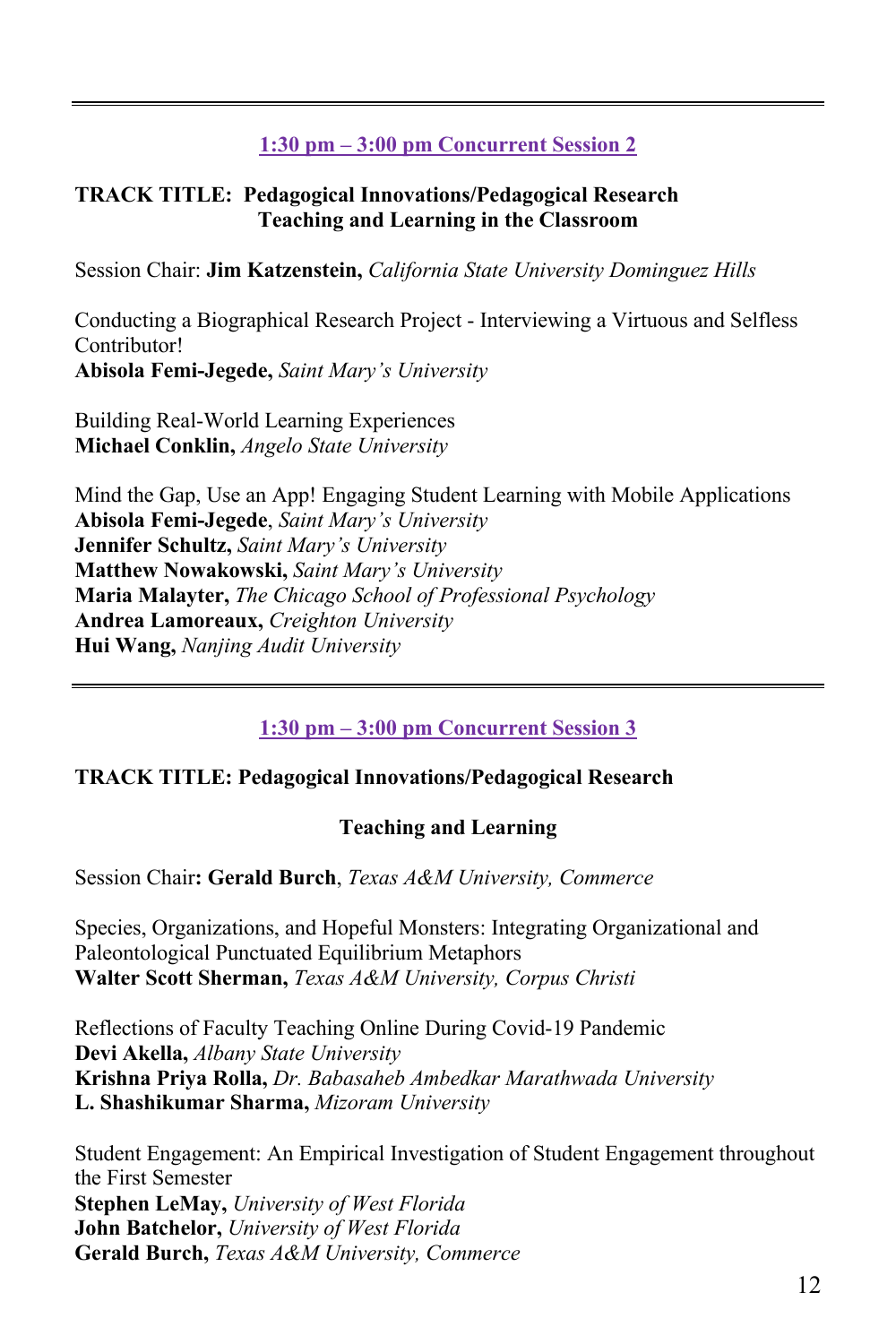---

## 1:30 pm – 3:00 pm Concurrent Session 2

**TRACK TITLE: Pedagogical Innovations/Pedagogical Research**
**Teaching and Learning in the Classroom**

Session Chair: **Jim Katzenstein,** *California State University Dominguez Hills*

Conducting a Biographical Research Project - Interviewing a Virtuous and Selfless Contributor!
**Abisola Femi-Jegede,** *Saint Mary's University*

Building Real-World Learning Experiences
**Michael Conklin,** *Angelo State University*

Mind the Gap, Use an App! Engaging Student Learning with Mobile Applications
**Abisola Femi-Jegede**, *Saint Mary's University*
**Jennifer Schultz,** *Saint Mary's University*
**Matthew Nowakowski,** *Saint Mary's University*
**Maria Malayter,** *The Chicago School of Professional Psychology*
**Andrea Lamoreaux,** *Creighton University*
**Hui Wang,** *Nanjing Audit University*

---

## 1:30 pm – 3:00 pm Concurrent Session 3

**TRACK TITLE: Pedagogical Innovations/Pedagogical Research**

**Teaching and Learning**

Session Chair**: Gerald Burch**, *Texas A&M University, Commerce*

Species, Organizations, and Hopeful Monsters: Integrating Organizational and Paleontological Punctuated Equilibrium Metaphors
**Walter Scott Sherman,** *Texas A&M University, Corpus Christi*

Reflections of Faculty Teaching Online During Covid-19 Pandemic
**Devi Akella,** *Albany State University*
**Krishna Priya Rolla,** *Dr. Babasaheb Ambedkar Marathwada University*
**L. Shashikumar Sharma,** *Mizoram University*

Student Engagement: An Empirical Investigation of Student Engagement throughout the First Semester
**Stephen LeMay,** *University of West Florida*
**John Batchelor,** *University of West Florida*
**Gerald Burch,** *Texas A&M University, Commerce*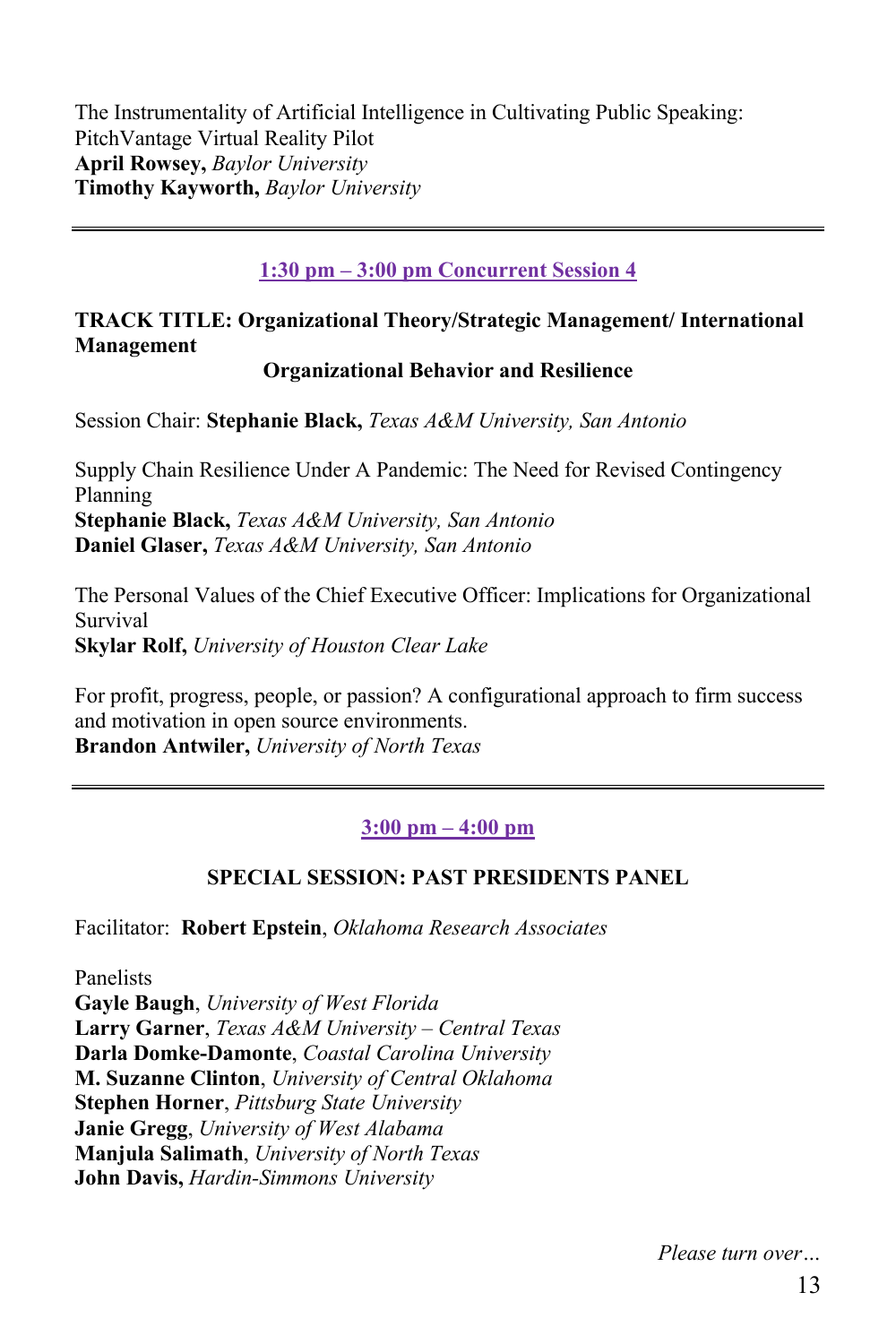The Instrumentality of Artificial Intelligence in Cultivating Public Speaking: PitchVantage Virtual Reality Pilot
**April Rowsey,** *Baylor University*
**Timothy Kayworth,** *Baylor University*

---

## 1:30 pm – 3:00 pm Concurrent Session 4

**TRACK TITLE: Organizational Theory/Strategic Management/ International Management**

**Organizational Behavior and Resilience**

Session Chair: **Stephanie Black,** *Texas A&M University, San Antonio*

Supply Chain Resilience Under A Pandemic: The Need for Revised Contingency Planning
**Stephanie Black,** *Texas A&M University, San Antonio*
**Daniel Glaser,** *Texas A&M University, San Antonio*

The Personal Values of the Chief Executive Officer: Implications for Organizational Survival
**Skylar Rolf,** *University of Houston Clear Lake*

For profit, progress, people, or passion? A configurational approach to firm success and motivation in open source environments.
**Brandon Antwiler,** *University of North Texas*

---

## 3:00 pm – 4:00 pm

**SPECIAL SESSION: PAST PRESIDENTS PANEL**

Facilitator: **Robert Epstein**, *Oklahoma Research Associates*

Panelists
**Gayle Baugh**, *University of West Florida*
**Larry Garner**, *Texas A&M University – Central Texas*
**Darla Domke-Damonte**, *Coastal Carolina University*
**M. Suzanne Clinton**, *University of Central Oklahoma*
**Stephen Horner**, *Pittsburg State University*
**Janie Gregg**, *University of West Alabama*
**Manjula Salimath**, *University of North Texas*
**John Davis,** *Hardin-Simmons University*

*Please turn over…*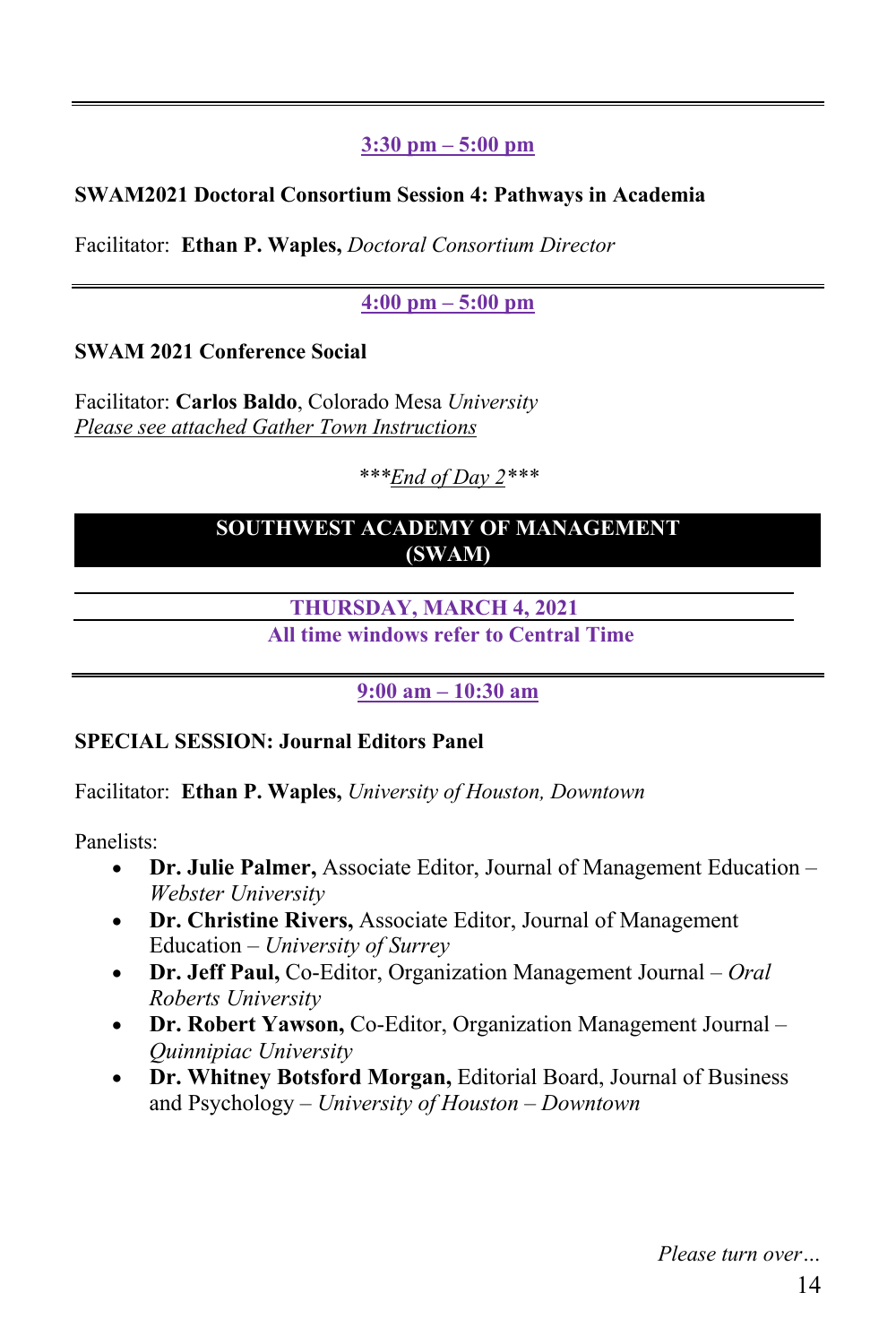**3:30 pm – 5:00 pm**

**SWAM2021 Doctoral Consortium Session 4: Pathways in Academia**

Facilitator: **Ethan P. Waples,** *Doctoral Consortium Director*

**4:00 pm – 5:00 pm**

**SWAM 2021 Conference Social**

Facilitator: **Carlos Baldo**, Colorado Mesa *University*
*Please see attached Gather Town Instructions*

****End of Day 2****

## SOUTHWEST ACADEMY OF MANAGEMENT (SWAM)

### THURSDAY, MARCH 4, 2021
**All time windows refer to Central Time**

**9:00 am – 10:30 am**

**SPECIAL SESSION: Journal Editors Panel**

Facilitator: **Ethan P. Waples,** *University of Houston, Downtown*

Panelists:

- **Dr. Julie Palmer,** Associate Editor, Journal of Management Education – *Webster University*
- **Dr. Christine Rivers,** Associate Editor, Journal of Management Education – *University of Surrey*
- **Dr. Jeff Paul,** Co-Editor, Organization Management Journal – *Oral Roberts University*
- **Dr. Robert Yawson,** Co-Editor, Organization Management Journal – *Quinnipiac University*
- **Dr. Whitney Botsford Morgan,** Editorial Board, Journal of Business and Psychology – *University of Houston – Downtown*

*Please turn over…*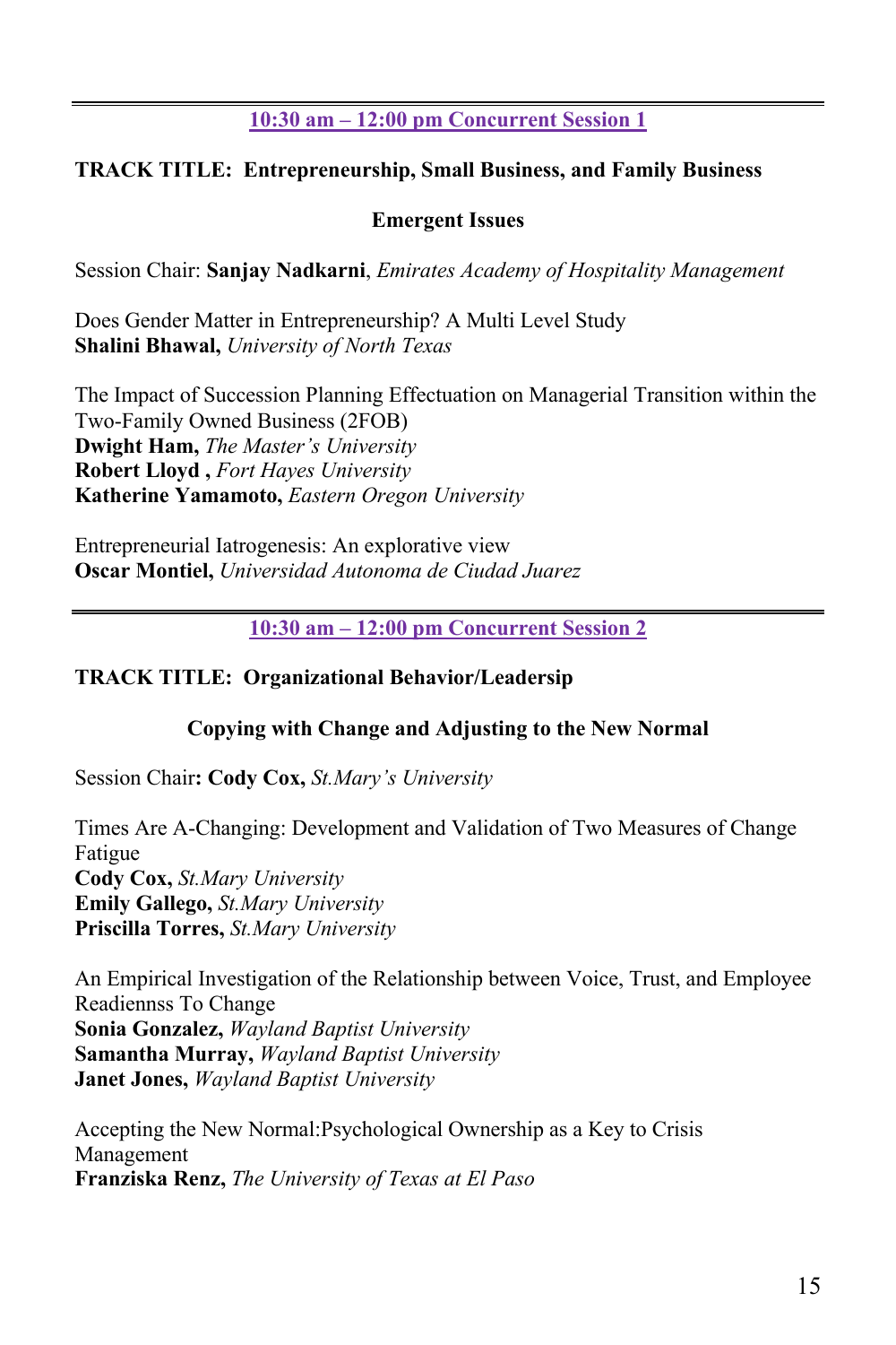## 10:30 am – 12:00 pm Concurrent Session 1

**TRACK TITLE: Entrepreneurship, Small Business, and Family Business**

**Emergent Issues**

Session Chair: **Sanjay Nadkarni**, *Emirates Academy of Hospitality Management*

Does Gender Matter in Entrepreneurship? A Multi Level Study
**Shalini Bhawal,** *University of North Texas*

The Impact of Succession Planning Effectuation on Managerial Transition within the Two-Family Owned Business (2FOB)
**Dwight Ham,** *The Master's University*
**Robert Lloyd ,** *Fort Hayes University*
**Katherine Yamamoto,** *Eastern Oregon University*

Entrepreneurial Iatrogenesis: An explorative view
**Oscar Montiel,** *Universidad Autonoma de Ciudad Juarez*

## 10:30 am – 12:00 pm Concurrent Session 2

**TRACK TITLE: Organizational Behavior/Leadersip**

**Copying with Change and Adjusting to the New Normal**

Session Chair**: Cody Cox,** *St.Mary's University*

Times Are A-Changing: Development and Validation of Two Measures of Change Fatigue
**Cody Cox,** *St.Mary University*
**Emily Gallego,** *St.Mary University*
**Priscilla Torres,** *St.Mary University*

An Empirical Investigation of the Relationship between Voice, Trust, and Employee Readiennss To Change
**Sonia Gonzalez,** *Wayland Baptist University*
**Samantha Murray,** *Wayland Baptist University*
**Janet Jones,** *Wayland Baptist University*

Accepting the New Normal:Psychological Ownership as a Key to Crisis Management
**Franziska Renz,** *The University of Texas at El Paso*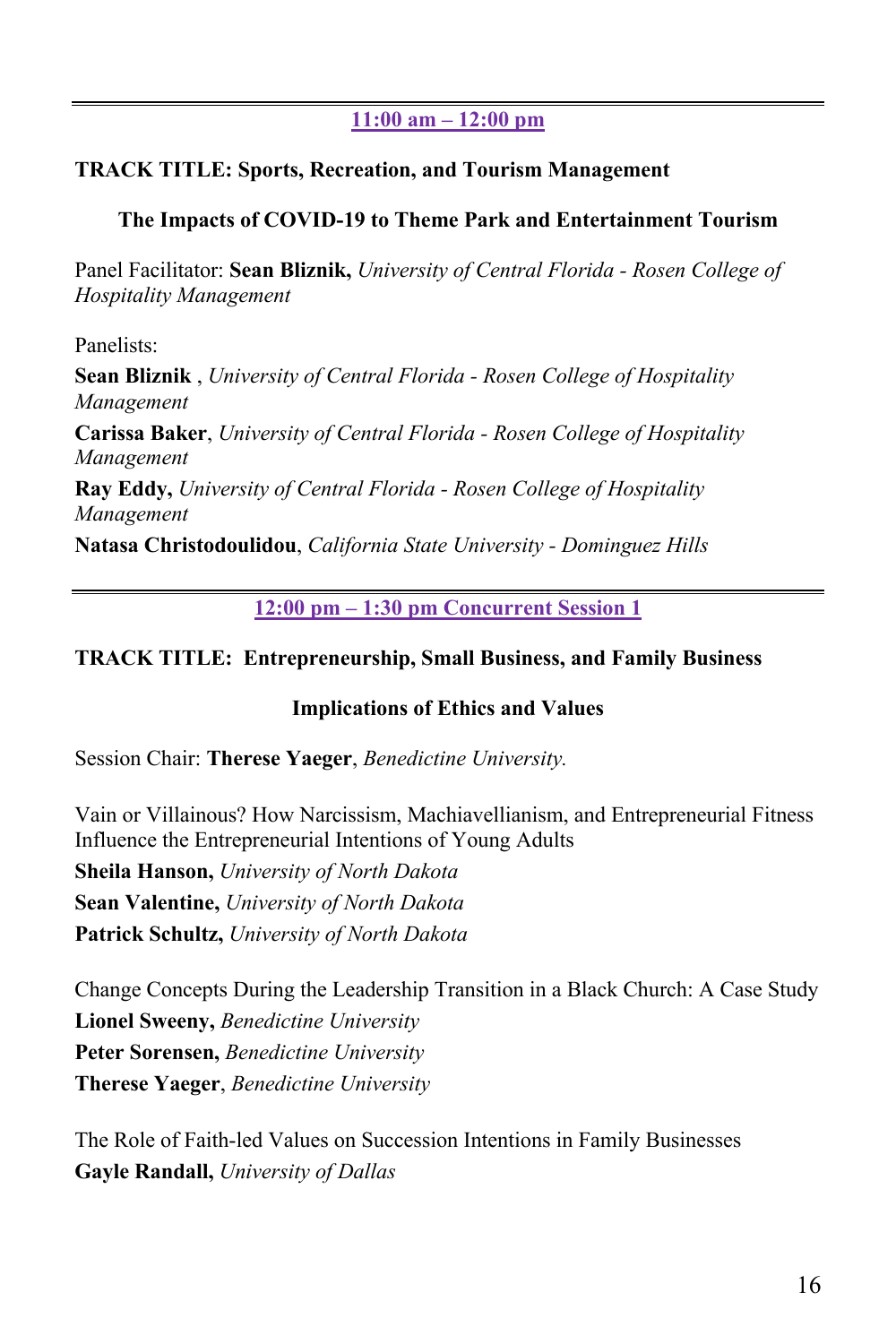---

**11:00 am – 12:00 pm**

**TRACK TITLE: Sports, Recreation, and Tourism Management**

**The Impacts of COVID-19 to Theme Park and Entertainment Tourism**

Panel Facilitator: **Sean Bliznik,** *University of Central Florida - Rosen College of Hospitality Management*

Panelists:

**Sean Bliznik** , *University of Central Florida - Rosen College of Hospitality Management*

**Carissa Baker**, *University of Central Florida - Rosen College of Hospitality Management*

**Ray Eddy,** *University of Central Florida - Rosen College of Hospitality Management*

**Natasa Christodoulidou**, *California State University - Dominguez Hills*

---

**12:00 pm – 1:30 pm Concurrent Session 1**

**TRACK TITLE: Entrepreneurship, Small Business, and Family Business**

**Implications of Ethics and Values**

Session Chair: **Therese Yaeger**, *Benedictine University.*

Vain or Villainous? How Narcissism, Machiavellianism, and Entrepreneurial Fitness Influence the Entrepreneurial Intentions of Young Adults

**Sheila Hanson,** *University of North Dakota*

**Sean Valentine,** *University of North Dakota*

**Patrick Schultz,** *University of North Dakota*

Change Concepts During the Leadership Transition in a Black Church: A Case Study

**Lionel Sweeny,** *Benedictine University*

**Peter Sorensen,** *Benedictine University*

**Therese Yaeger**, *Benedictine University*

The Role of Faith-led Values on Succession Intentions in Family Businesses

**Gayle Randall,** *University of Dallas*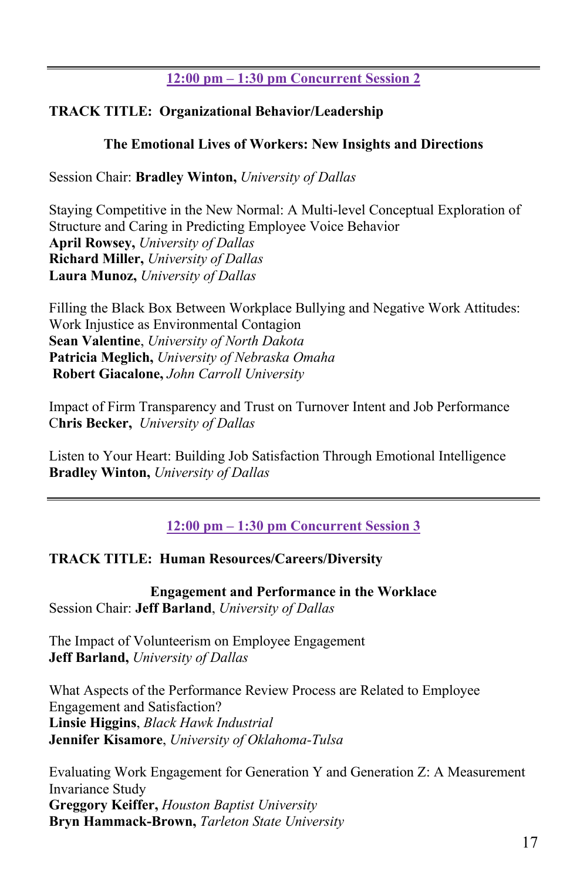---

## 12:00 pm – 1:30 pm Concurrent Session 2

**TRACK TITLE: Organizational Behavior/Leadership**

### The Emotional Lives of Workers: New Insights and Directions

Session Chair: **Bradley Winton,** *University of Dallas*

Staying Competitive in the New Normal: A Multi-level Conceptual Exploration of Structure and Caring in Predicting Employee Voice Behavior
**April Rowsey,** *University of Dallas*
**Richard Miller,** *University of Dallas*
**Laura Munoz,** *University of Dallas*

Filling the Black Box Between Workplace Bullying and Negative Work Attitudes: Work Injustice as Environmental Contagion
**Sean Valentine**, *University of North Dakota*
**Patricia Meglich,** *University of Nebraska Omaha*
**Robert Giacalone,** *John Carroll University*

Impact of Firm Transparency and Trust on Turnover Intent and Job Performance
**Chris Becker,** *University of Dallas*

Listen to Your Heart: Building Job Satisfaction Through Emotional Intelligence
**Bradley Winton,** *University of Dallas*

---

## 12:00 pm – 1:30 pm Concurrent Session 3

**TRACK TITLE: Human Resources/Careers/Diversity**

### Engagement and Performance in the Worklace

Session Chair: **Jeff Barland**, *University of Dallas*

The Impact of Volunteerism on Employee Engagement
**Jeff Barland,** *University of Dallas*

What Aspects of the Performance Review Process are Related to Employee Engagement and Satisfaction?
**Linsie Higgins**, *Black Hawk Industrial*
**Jennifer Kisamore**, *University of Oklahoma-Tulsa*

Evaluating Work Engagement for Generation Y and Generation Z: A Measurement Invariance Study
**Greggory Keiffer,** *Houston Baptist University*
**Bryn Hammack-Brown,** *Tarleton State University*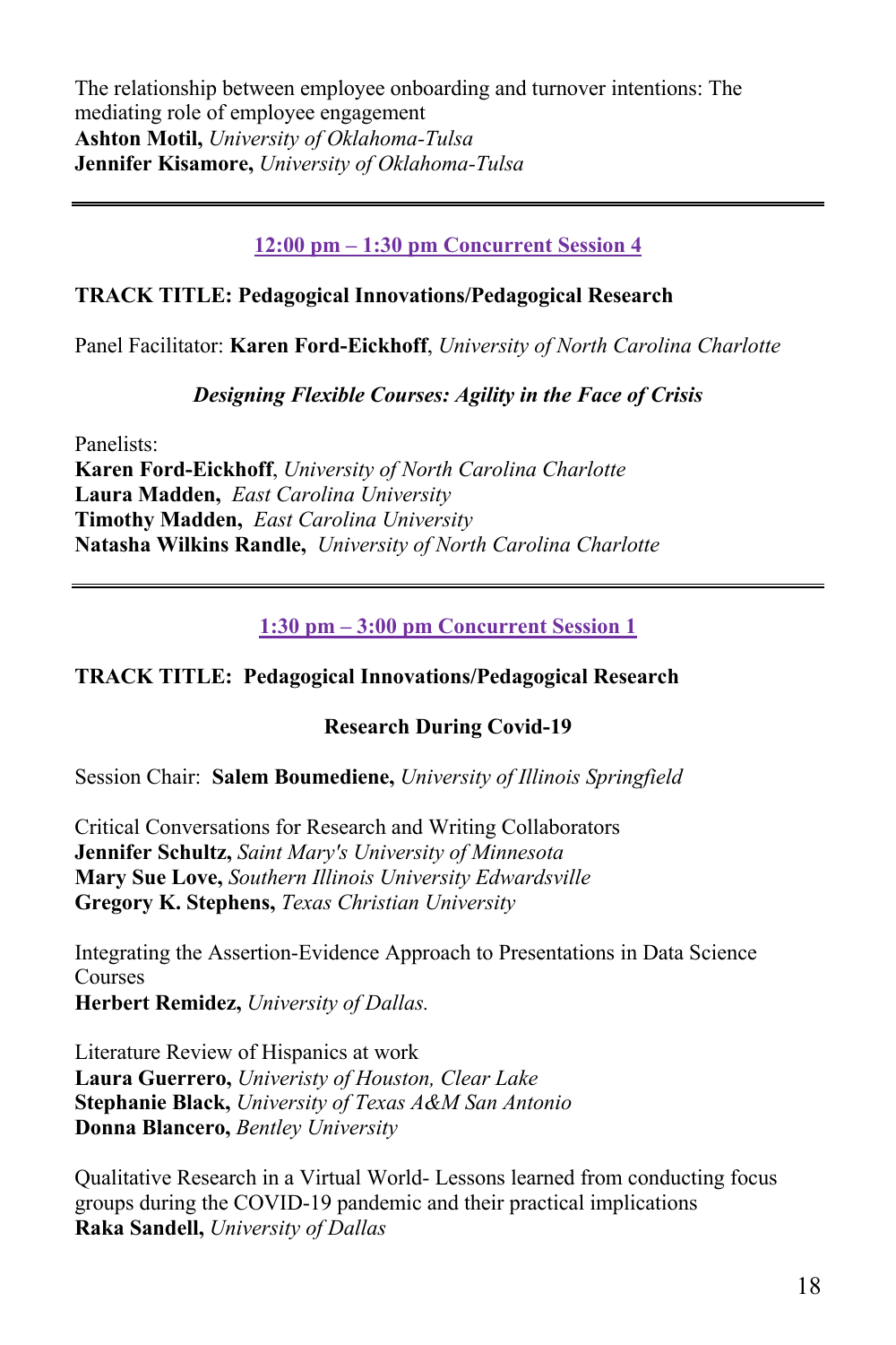The relationship between employee onboarding and turnover intentions: The mediating role of employee engagement
**Ashton Motil,** *University of Oklahoma-Tulsa*
**Jennifer Kisamore,** *University of Oklahoma-Tulsa*

---

## 12:00 pm – 1:30 pm Concurrent Session 4

**TRACK TITLE: Pedagogical Innovations/Pedagogical Research**

Panel Facilitator: **Karen Ford-Eickhoff**, *University of North Carolina Charlotte*

***Designing Flexible Courses: Agility in the Face of Crisis***

Panelists:
**Karen Ford-Eickhoff**, *University of North Carolina Charlotte*
**Laura Madden,** *East Carolina University*
**Timothy Madden,** *East Carolina University*
**Natasha Wilkins Randle,** *University of North Carolina Charlotte*

---

## 1:30 pm – 3:00 pm Concurrent Session 1

**TRACK TITLE: Pedagogical Innovations/Pedagogical Research**

**Research During Covid-19**

Session Chair: **Salem Boumediene,** *University of Illinois Springfield*

Critical Conversations for Research and Writing Collaborators
**Jennifer Schultz,** *Saint Mary's University of Minnesota*
**Mary Sue Love,** *Southern Illinois University Edwardsville*
**Gregory K. Stephens,** *Texas Christian University*

Integrating the Assertion-Evidence Approach to Presentations in Data Science Courses
**Herbert Remidez,** *University of Dallas.*

Literature Review of Hispanics at work
**Laura Guerrero,** *Univeristy of Houston, Clear Lake*
**Stephanie Black,** *University of Texas A&M San Antonio*
**Donna Blancero,** *Bentley University*

Qualitative Research in a Virtual World- Lessons learned from conducting focus groups during the COVID-19 pandemic and their practical implications
**Raka Sandell,** *University of Dallas*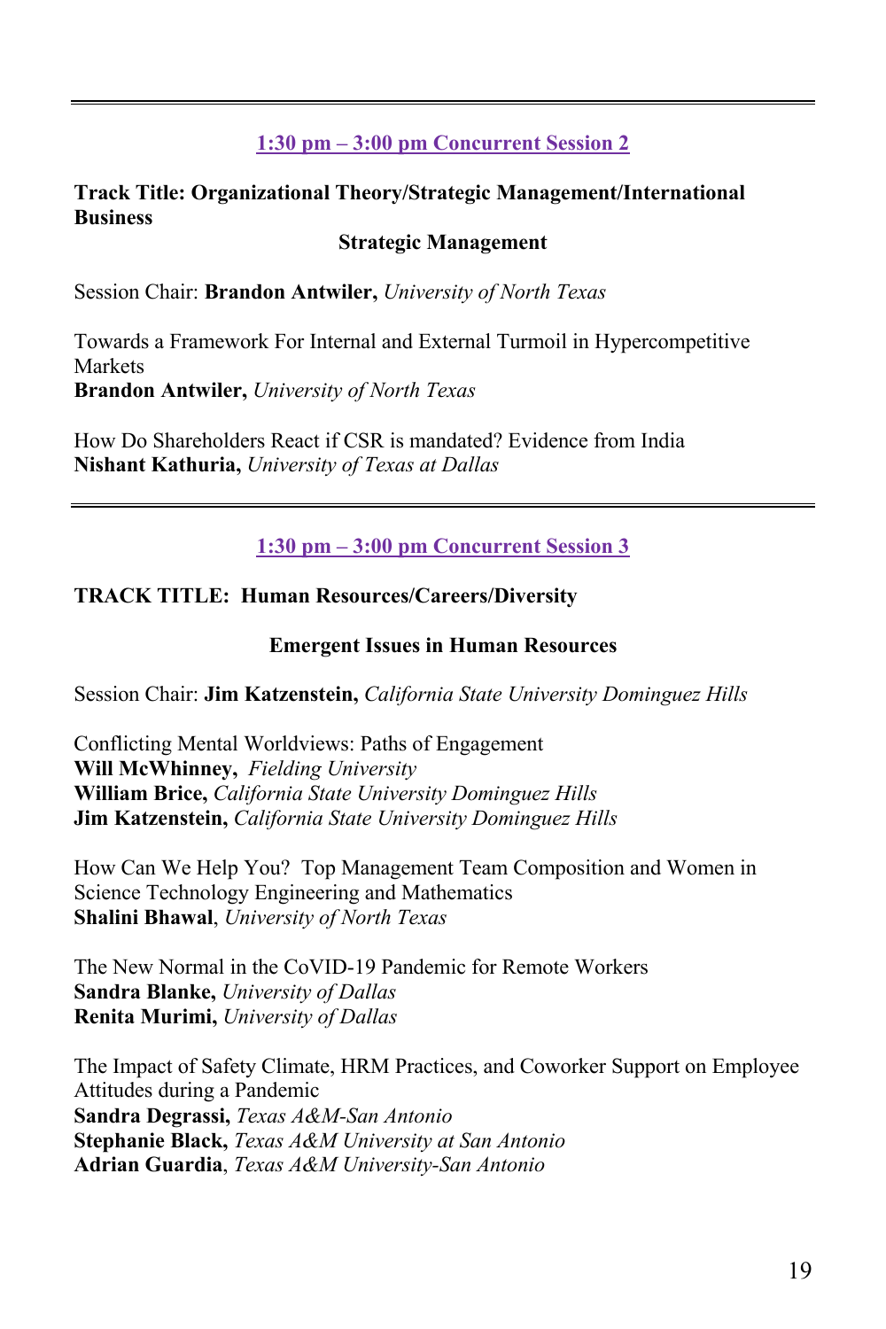---

## 1:30 pm – 3:00 pm Concurrent Session 2

**Track Title: Organizational Theory/Strategic Management/International Business**

**Strategic Management**

Session Chair: **Brandon Antwiler,** *University of North Texas*

Towards a Framework For Internal and External Turmoil in Hypercompetitive Markets
**Brandon Antwiler,** *University of North Texas*

How Do Shareholders React if CSR is mandated? Evidence from India
**Nishant Kathuria,** *University of Texas at Dallas*

---

## 1:30 pm – 3:00 pm Concurrent Session 3

**TRACK TITLE: Human Resources/Careers/Diversity**

**Emergent Issues in Human Resources**

Session Chair: **Jim Katzenstein,** *California State University Dominguez Hills*

Conflicting Mental Worldviews: Paths of Engagement
**Will McWhinney,** *Fielding University*
**William Brice,** *California State University Dominguez Hills*
**Jim Katzenstein,** *California State University Dominguez Hills*

How Can We Help You? Top Management Team Composition and Women in Science Technology Engineering and Mathematics
**Shalini Bhawal**, *University of North Texas*

The New Normal in the CoVID-19 Pandemic for Remote Workers
**Sandra Blanke,** *University of Dallas*
**Renita Murimi,** *University of Dallas*

The Impact of Safety Climate, HRM Practices, and Coworker Support on Employee Attitudes during a Pandemic
**Sandra Degrassi,** *Texas A&M-San Antonio*
**Stephanie Black,** *Texas A&M University at San Antonio*
**Adrian Guardia**, *Texas A&M University-San Antonio*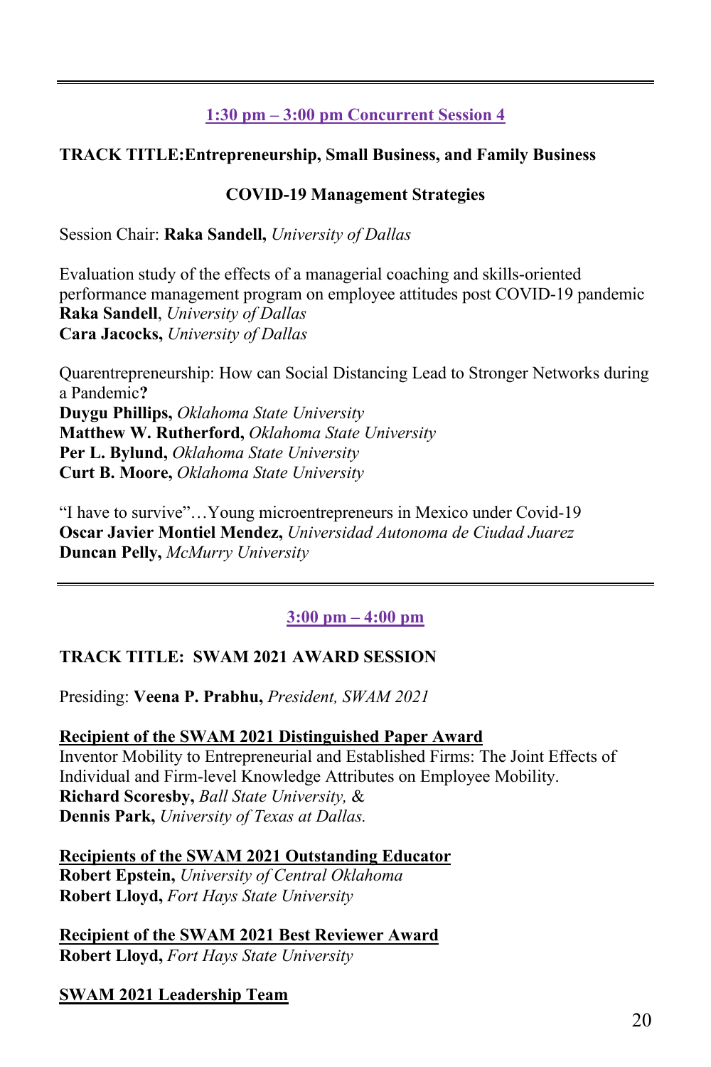---

**1:30 pm – 3:00 pm Concurrent Session 4**

**TRACK TITLE:Entrepreneurship, Small Business, and Family Business**

**COVID-19 Management Strategies**

Session Chair: **Raka Sandell,** *University of Dallas*

Evaluation study of the effects of a managerial coaching and skills-oriented performance management program on employee attitudes post COVID-19 pandemic
**Raka Sandell**, *University of Dallas*
**Cara Jacocks,** *University of Dallas*

Quarentrepreneurship: How can Social Distancing Lead to Stronger Networks during a Pandemic**?**
**Duygu Phillips,** *Oklahoma State University*
**Matthew W. Rutherford,** *Oklahoma State University*
**Per L. Bylund,** *Oklahoma State University*
**Curt B. Moore,** *Oklahoma State University*

"I have to survive"…Young microentrepreneurs in Mexico under Covid-19
**Oscar Javier Montiel Mendez,** *Universidad Autonoma de Ciudad Juarez*
**Duncan Pelly,** *McMurry University*

---

**3:00 pm – 4:00 pm**

**TRACK TITLE: SWAM 2021 AWARD SESSION**

Presiding: **Veena P. Prabhu,** *President, SWAM 2021*

**Recipient of the SWAM 2021 Distinguished Paper Award**
Inventor Mobility to Entrepreneurial and Established Firms: The Joint Effects of Individual and Firm-level Knowledge Attributes on Employee Mobility.
**Richard Scoresby,** *Ball State University,* &
**Dennis Park,** *University of Texas at Dallas.*

**Recipients of the SWAM 2021 Outstanding Educator**
**Robert Epstein,** *University of Central Oklahoma*
**Robert Lloyd,** *Fort Hays State University*

**Recipient of the SWAM 2021 Best Reviewer Award**
**Robert Lloyd,** *Fort Hays State University*

**SWAM 2021 Leadership Team**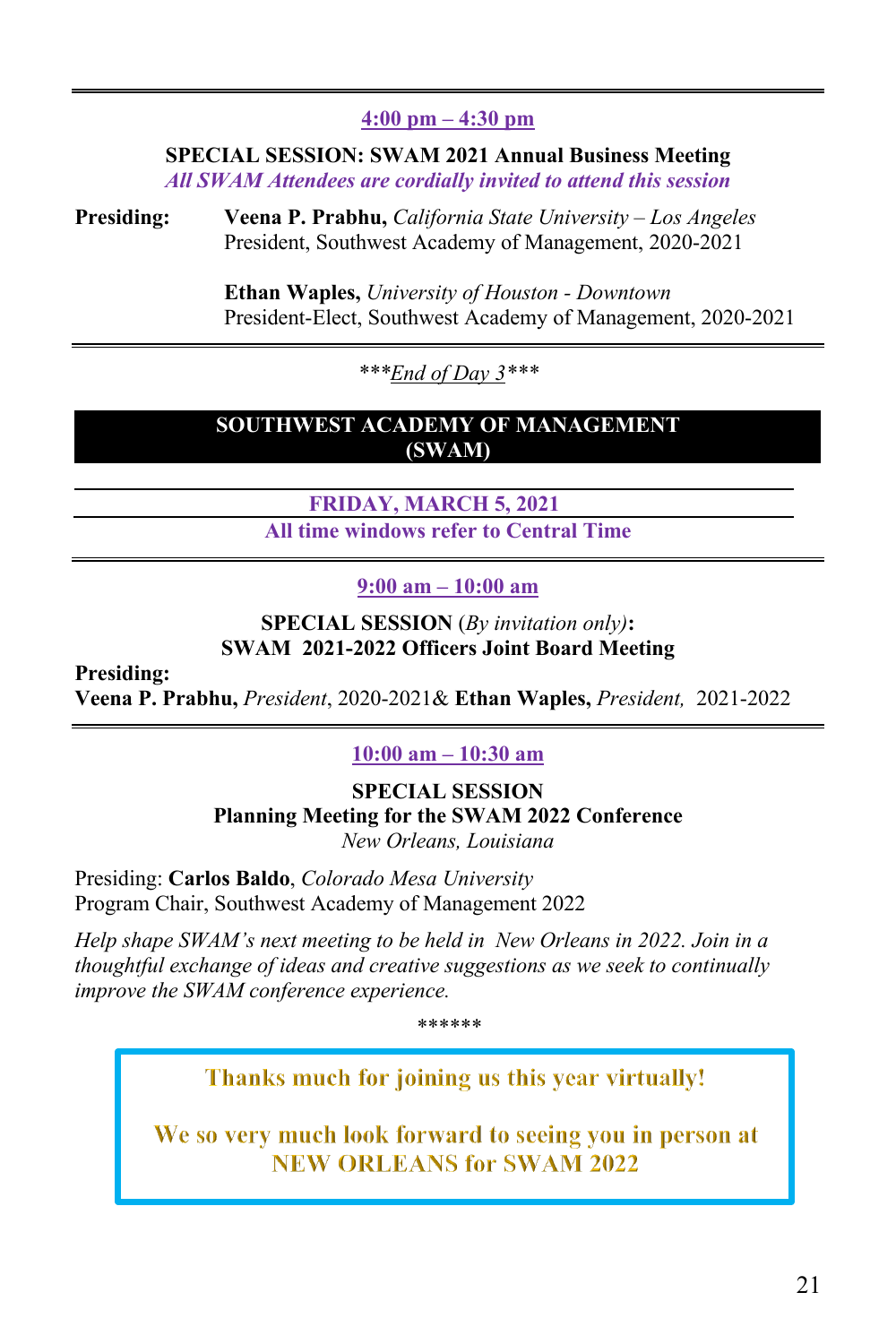---

**4:00 pm – 4:30 pm**

**SPECIAL SESSION: SWAM 2021 Annual Business Meeting**
***All SWAM Attendees are cordially invited to attend this session***

**Presiding:** **Veena P. Prabhu,** *California State University – Los Angeles*
President, Southwest Academy of Management, 2020-2021

**Ethan Waples,** *University of Houston - Downtown*
President-Elect, Southwest Academy of Management, 2020-2021

---

****End of Day 3****

## SOUTHWEST ACADEMY OF MANAGEMENT (SWAM)

### FRIDAY, MARCH 5, 2021

**All time windows refer to Central Time**

---

**9:00 am – 10:00 am**

**SPECIAL SESSION** (*By invitation only)***:**
**SWAM 2021-2022 Officers Joint Board Meeting**

**Presiding:**
**Veena P. Prabhu,** *President*, 2020-2021& **Ethan Waples,** *President,* 2021-2022

---

**10:00 am – 10:30 am**

**SPECIAL SESSION**
**Planning Meeting for the SWAM 2022 Conference**
*New Orleans, Louisiana*

Presiding: **Carlos Baldo**, *Colorado Mesa University*
Program Chair, Southwest Academy of Management 2022

*Help shape SWAM's next meeting to be held in New Orleans in 2022. Join in a thoughtful exchange of ideas and creative suggestions as we seek to continually improve the SWAM conference experience.*

******

**Thanks much for joining us this year virtually!**

**We so very much look forward to seeing you in person at NEW ORLEANS for SWAM 2022**